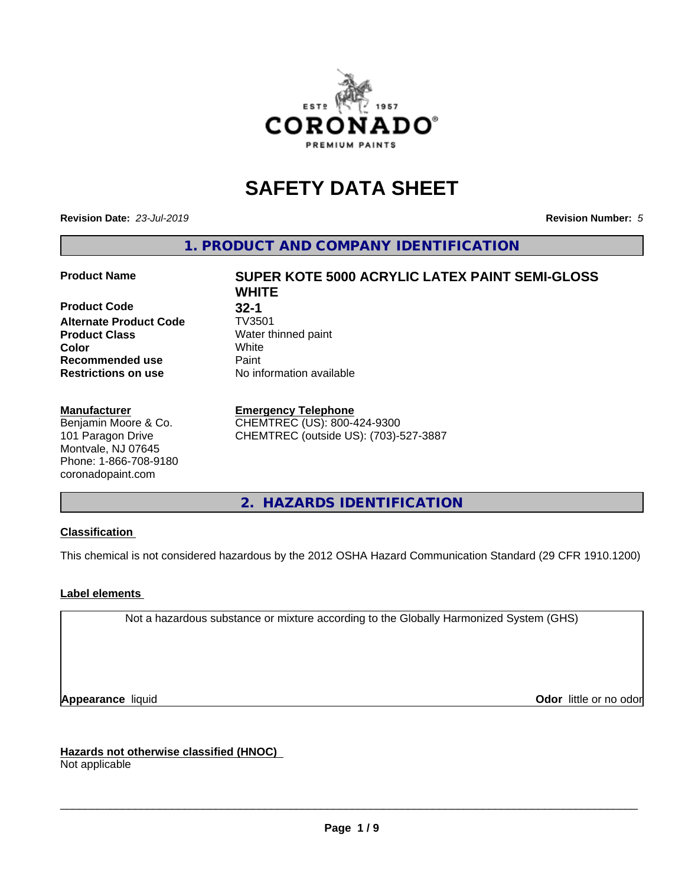# SAFETY DATA SHEET

**Revision Date:** *23-Jul-2019*

**Revision Number:** *5*

## 1. PRODUCT AND COMPANY IDENTIFICATION

| | |
|---|---|
| **Product Name** | **SUPER KOTE 5000 ACRYLIC LATEX PAINT SEMI-GLOSS WHITE** |
| **Product Code** | **32-1** |
| **Alternate Product Code** | TV3501 |
| **Product Class** | Water thinned paint |
| **Color** | White |
| **Recommended use** | Paint |
| **Restrictions on use** | No information available |

**Manufacturer**
Benjamin Moore & Co.
101 Paragon Drive
Montvale, NJ 07645
Phone: 1-866-708-9180
coronadopaint.com

**Emergency Telephone**
CHEMTREC (US): 800-424-9300
CHEMTREC (outside US): (703)-527-3887

## 2. HAZARDS IDENTIFICATION

**Classification**

This chemical is not considered hazardous by the 2012 OSHA Hazard Communication Standard (29 CFR 1910.1200)

**Label elements**

Not a hazardous substance or mixture according to the Globally Harmonized System (GHS)

**Appearance** liquid

**Odor** little or no odor

**Hazards not otherwise classified (HNOC)**
Not applicable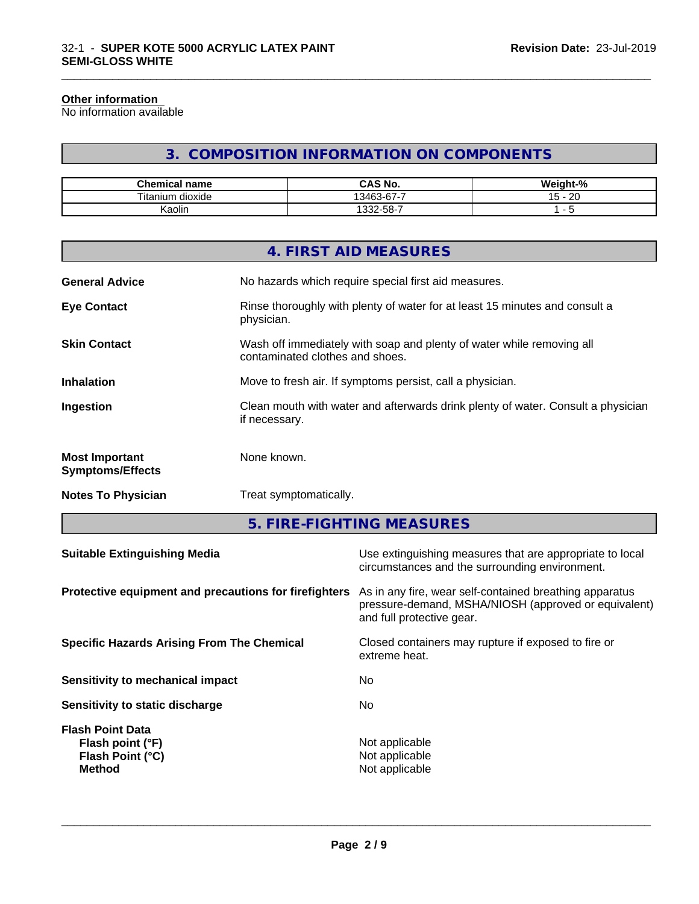**Other information**
No information available

## 3. COMPOSITION INFORMATION ON COMPONENTS

| Chemical name | CAS No. | Weight-% |
| --- | --- | --- |
| Titanium dioxide | 13463-67-7 | 15 - 20 |
| Kaolin | 1332-58-7 | 1 - 5 |

## 4. FIRST AID MEASURES

**General Advice**
No hazards which require special first aid measures.

**Eye Contact**
Rinse thoroughly with plenty of water for at least 15 minutes and consult a physician.

**Skin Contact**
Wash off immediately with soap and plenty of water while removing all contaminated clothes and shoes.

**Inhalation**
Move to fresh air. If symptoms persist, call a physician.

**Ingestion**
Clean mouth with water and afterwards drink plenty of water. Consult a physician if necessary.

**Most Important Symptoms/Effects**
None known.

**Notes To Physician**
Treat symptomatically.

## 5. FIRE-FIGHTING MEASURES

**Suitable Extinguishing Media**
Use extinguishing measures that are appropriate to local circumstances and the surrounding environment.

**Protective equipment and precautions for firefighters**
As in any fire, wear self-contained breathing apparatus pressure-demand, MSHA/NIOSH (approved or equivalent) and full protective gear.

**Specific Hazards Arising From The Chemical**
Closed containers may rupture if exposed to fire or extreme heat.

**Sensitivity to mechanical impact**
No

**Sensitivity to static discharge**
No

**Flash Point Data**
- **Flash point (°F)**: Not applicable
- **Flash Point (°C)**: Not applicable
- **Method**: Not applicable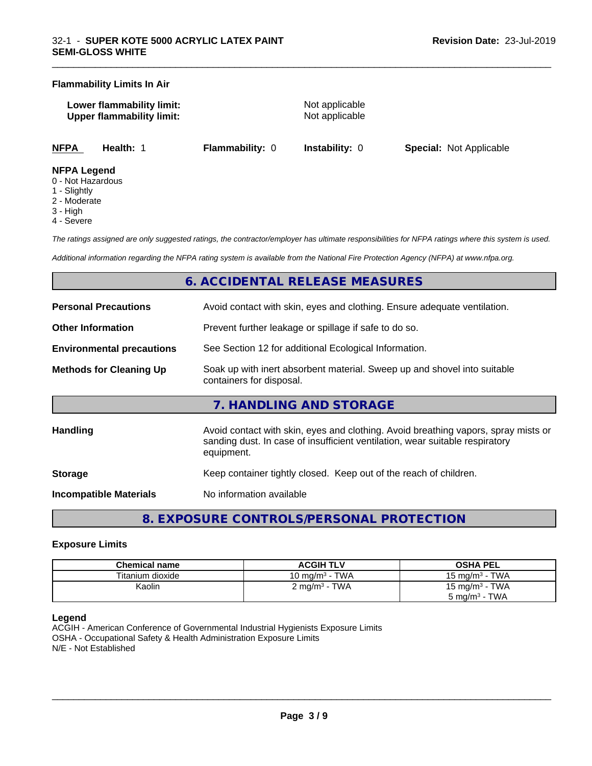**Flammability Limits In Air**

**Lower flammability limit:** Not applicable
**Upper flammability limit:** Not applicable

| **NFPA** | **Health:** 1 | **Flammability:** 0 | **Instability:** 0 | **Special:** Not Applicable |
|---|---|---|---|---|

**NFPA Legend**
0 - Not Hazardous
1 - Slightly
2 - Moderate
3 - High
4 - Severe

*The ratings assigned are only suggested ratings, the contractor/employer has ultimate responsibilities for NFPA ratings where this system is used.*

*Additional information regarding the NFPA rating system is available from the National Fire Protection Agency (NFPA) at www.nfpa.org.*

## 6. ACCIDENTAL RELEASE MEASURES

| | |
|---|---|
| **Personal Precautions** | Avoid contact with skin, eyes and clothing. Ensure adequate ventilation. |
| **Other Information** | Prevent further leakage or spillage if safe to do so. |
| **Environmental precautions** | See Section 12 for additional Ecological Information. |
| **Methods for Cleaning Up** | Soak up with inert absorbent material. Sweep up and shovel into suitable containers for disposal. |

## 7. HANDLING AND STORAGE

| | |
|---|---|
| **Handling** | Avoid contact with skin, eyes and clothing. Avoid breathing vapors, spray mists or sanding dust. In case of insufficient ventilation, wear suitable respiratory equipment. |
| **Storage** | Keep container tightly closed. Keep out of the reach of children. |
| **Incompatible Materials** | No information available |

## 8. EXPOSURE CONTROLS/PERSONAL PROTECTION

**Exposure Limits**

| Chemical name | ACGIH TLV | OSHA PEL |
|---|---|---|
| Titanium dioxide | 10 mg/m³ - TWA | 15 mg/m³ - TWA |
| Kaolin | 2 mg/m³ - TWA | 15 mg/m³ - TWA<br>5 mg/m³ - TWA |

**Legend**
ACGIH - American Conference of Governmental Industrial Hygienists Exposure Limits
OSHA - Occupational Safety & Health Administration Exposure Limits
N/E - Not Established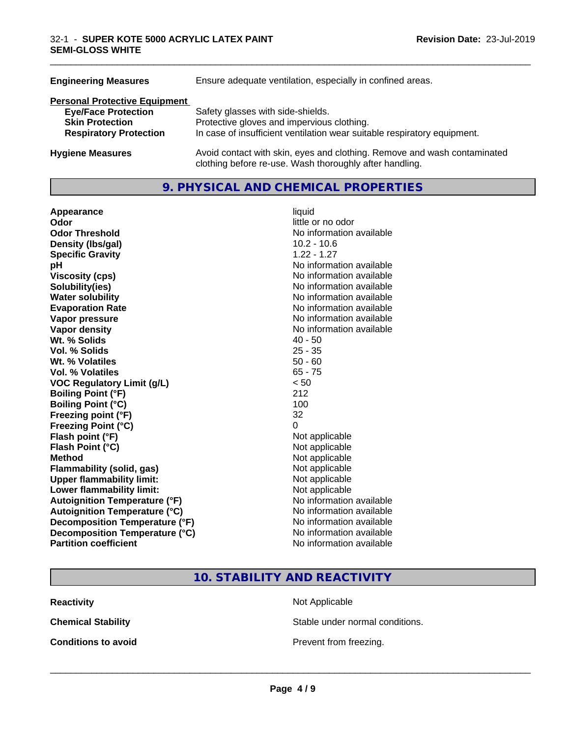| | |
|---|---|
| **Engineering Measures** | Ensure adequate ventilation, especially in confined areas. |

**Personal Protective Equipment**

| | |
|---|---|
| **Eye/Face Protection** | Safety glasses with side-shields. |
| **Skin Protection** | Protective gloves and impervious clothing. |
| **Respiratory Protection** | In case of insufficient ventilation wear suitable respiratory equipment. |
| **Hygiene Measures** | Avoid contact with skin, eyes and clothing. Remove and wash contaminated clothing before re-use. Wash thoroughly after handling. |

## 9. PHYSICAL AND CHEMICAL PROPERTIES

| | |
|---|---|
| **Appearance** | liquid |
| **Odor** | little or no odor |
| **Odor Threshold** | No information available |
| **Density (lbs/gal)** | 10.2 - 10.6 |
| **Specific Gravity** | 1.22 - 1.27 |
| **pH** | No information available |
| **Viscosity (cps)** | No information available |
| **Solubility(ies)** | No information available |
| **Water solubility** | No information available |
| **Evaporation Rate** | No information available |
| **Vapor pressure** | No information available |
| **Vapor density** | No information available |
| **Wt. % Solids** | 40 - 50 |
| **Vol. % Solids** | 25 - 35 |
| **Wt. % Volatiles** | 50 - 60 |
| **Vol. % Volatiles** | 65 - 75 |
| **VOC Regulatory Limit (g/L)** | < 50 |
| **Boiling Point (°F)** | 212 |
| **Boiling Point (°C)** | 100 |
| **Freezing point (°F)** | 32 |
| **Freezing Point (°C)** | 0 |
| **Flash point (°F)** | Not applicable |
| **Flash Point (°C)** | Not applicable |
| **Method** | Not applicable |
| **Flammability (solid, gas)** | Not applicable |
| **Upper flammability limit:** | Not applicable |
| **Lower flammability limit:** | Not applicable |
| **Autoignition Temperature (°F)** | No information available |
| **Autoignition Temperature (°C)** | No information available |
| **Decomposition Temperature (°F)** | No information available |
| **Decomposition Temperature (°C)** | No information available |
| **Partition coefficient** | No information available |

## 10. STABILITY AND REACTIVITY

| | |
|---|---|
| **Reactivity** | Not Applicable |
| **Chemical Stability** | Stable under normal conditions. |
| **Conditions to avoid** | Prevent from freezing. |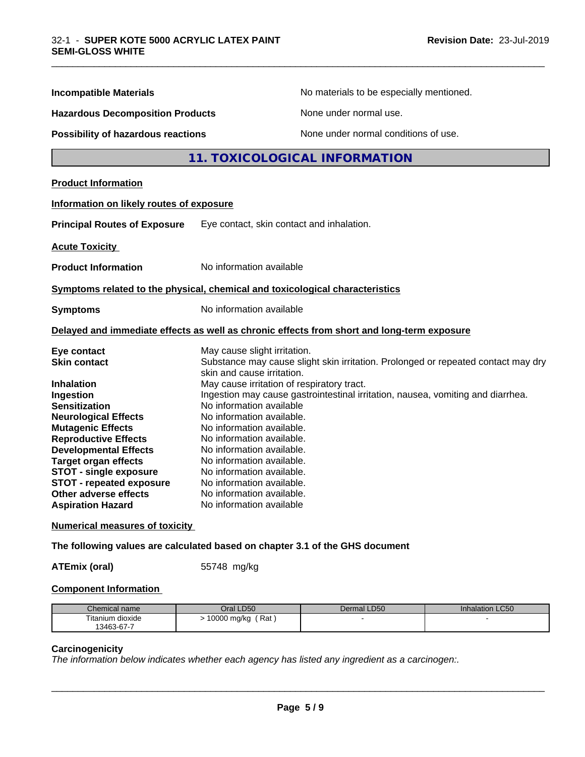**Incompatible Materials** No materials to be especially mentioned.

**Hazardous Decomposition Products** None under normal use.

**Possibility of hazardous reactions** None under normal conditions of use.

## 11. TOXICOLOGICAL INFORMATION

**Product Information**

**Information on likely routes of exposure**

**Principal Routes of Exposure** Eye contact, skin contact and inhalation.

**Acute Toxicity**

**Product Information** No information available

**Symptoms related to the physical, chemical and toxicological characteristics**

**Symptoms** No information available

**Delayed and immediate effects as well as chronic effects from short and long-term exposure**

| | |
|---|---|
| **Eye contact** | May cause slight irritation. |
| **Skin contact** | Substance may cause slight skin irritation. Prolonged or repeated contact may dry skin and cause irritation. |
| **Inhalation** | May cause irritation of respiratory tract. |
| **Ingestion** | Ingestion may cause gastrointestinal irritation, nausea, vomiting and diarrhea. |
| **Sensitization** | No information available |
| **Neurological Effects** | No information available. |
| **Mutagenic Effects** | No information available. |
| **Reproductive Effects** | No information available. |
| **Developmental Effects** | No information available. |
| **Target organ effects** | No information available. |
| **STOT - single exposure** | No information available. |
| **STOT - repeated exposure** | No information available. |
| **Other adverse effects** | No information available. |
| **Aspiration Hazard** | No information available |

**Numerical measures of toxicity**

**The following values are calculated based on chapter 3.1 of the GHS document**

**ATEmix (oral)** 55748 mg/kg

**Component Information**

| Chemical name | Oral LD50 | Dermal LD50 | Inhalation LC50 |
|---|---|---|---|
| Titanium dioxide 13463-67-7 | > 10000 mg/kg ( Rat ) | - | - |

**Carcinogenicity**

*The information below indicates whether each agency has listed any ingredient as a carcinogen:.*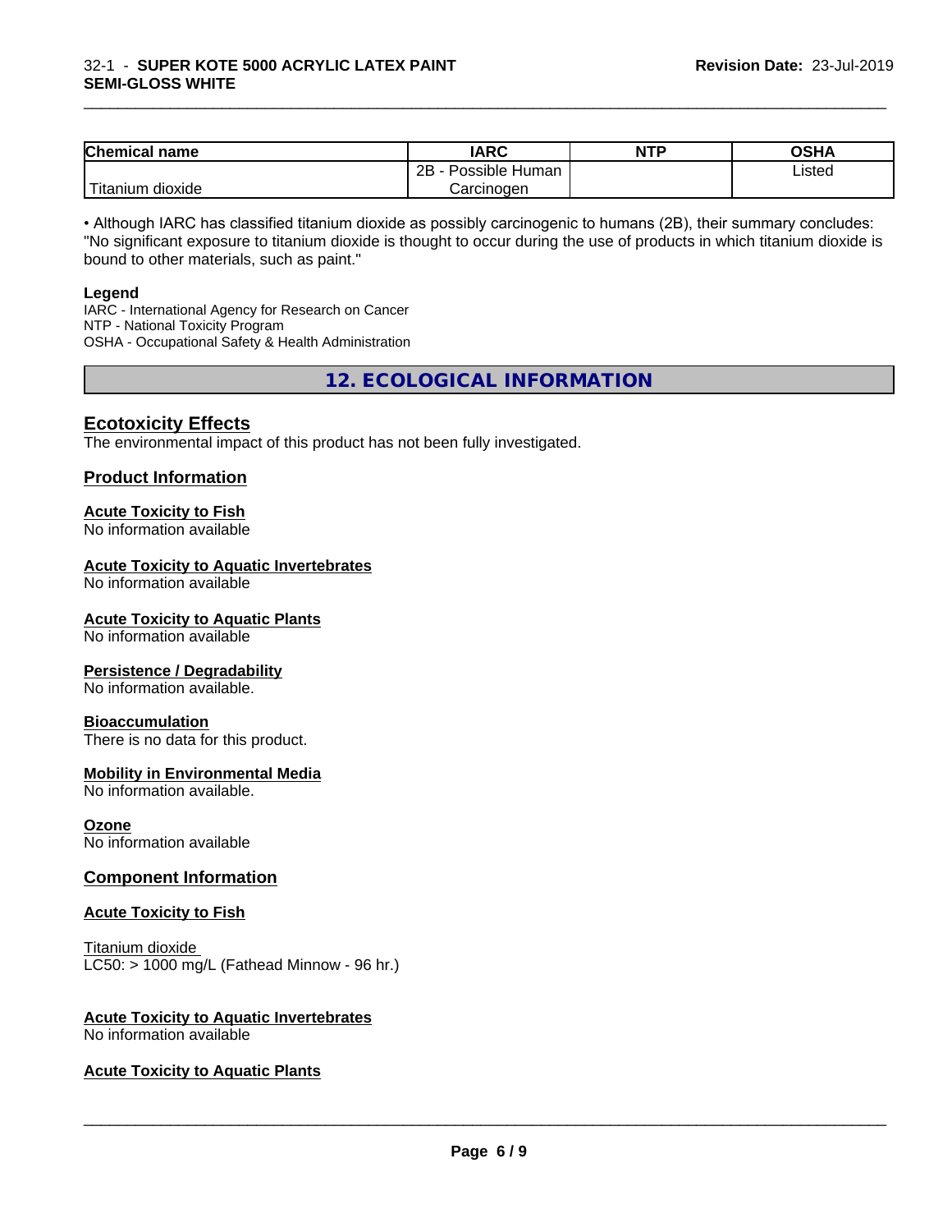| Chemical name | IARC | NTP | OSHA |
| --- | --- | --- | --- |
| Titanium dioxide | 2B - Possible Human Carcinogen | | Listed |

• Although IARC has classified titanium dioxide as possibly carcinogenic to humans (2B), their summary concludes: "No significant exposure to titanium dioxide is thought to occur during the use of products in which titanium dioxide is bound to other materials, such as paint."

**Legend**
IARC - International Agency for Research on Cancer
NTP - National Toxicity Program
OSHA - Occupational Safety & Health Administration

## 12. ECOLOGICAL INFORMATION

### Ecotoxicity Effects

The environmental impact of this product has not been fully investigated.

### Product Information

**Acute Toxicity to Fish**
No information available

**Acute Toxicity to Aquatic Invertebrates**
No information available

**Acute Toxicity to Aquatic Plants**
No information available

**Persistence / Degradability**
No information available.

**Bioaccumulation**
There is no data for this product.

**Mobility in Environmental Media**
No information available.

**Ozone**
No information available

### Component Information

**Acute Toxicity to Fish**

Titanium dioxide
LC50: > 1000 mg/L (Fathead Minnow - 96 hr.)

**Acute Toxicity to Aquatic Invertebrates**
No information available

**Acute Toxicity to Aquatic Plants**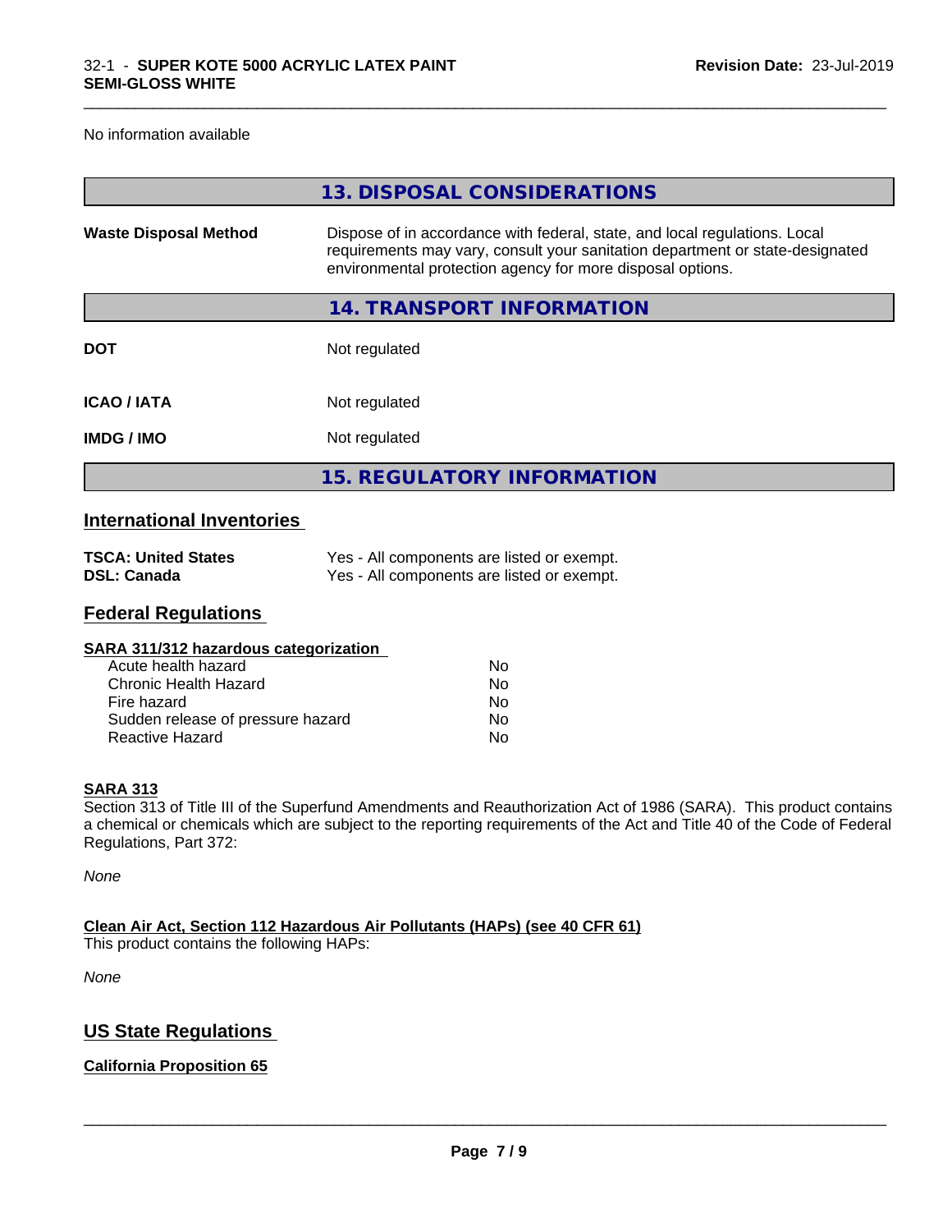No information available

## 13. DISPOSAL CONSIDERATIONS

| | |
|---|---|
| **Waste Disposal Method** | Dispose of in accordance with federal, state, and local regulations. Local requirements may vary, consult your sanitation department or state-designated environmental protection agency for more disposal options. |

## 14. TRANSPORT INFORMATION

| | |
|---|---|
| **DOT** | Not regulated |
| **ICAO / IATA** | Not regulated |
| **IMDG / IMO** | Not regulated |

## 15. REGULATORY INFORMATION

### International Inventories

| | |
|---|---|
| **TSCA: United States** | Yes - All components are listed or exempt. |
| **DSL: Canada** | Yes - All components are listed or exempt. |

### Federal Regulations

**SARA 311/312 hazardous categorization**

| | |
|---|---|
| Acute health hazard | No |
| Chronic Health Hazard | No |
| Fire hazard | No |
| Sudden release of pressure hazard | No |
| Reactive Hazard | No |

**SARA 313**

Section 313 of Title III of the Superfund Amendments and Reauthorization Act of 1986 (SARA). This product contains a chemical or chemicals which are subject to the reporting requirements of the Act and Title 40 of the Code of Federal Regulations, Part 372:

*None*

**Clean Air Act, Section 112 Hazardous Air Pollutants (HAPs) (see 40 CFR 61)**

This product contains the following HAPs:

*None*

### US State Regulations

**California Proposition 65**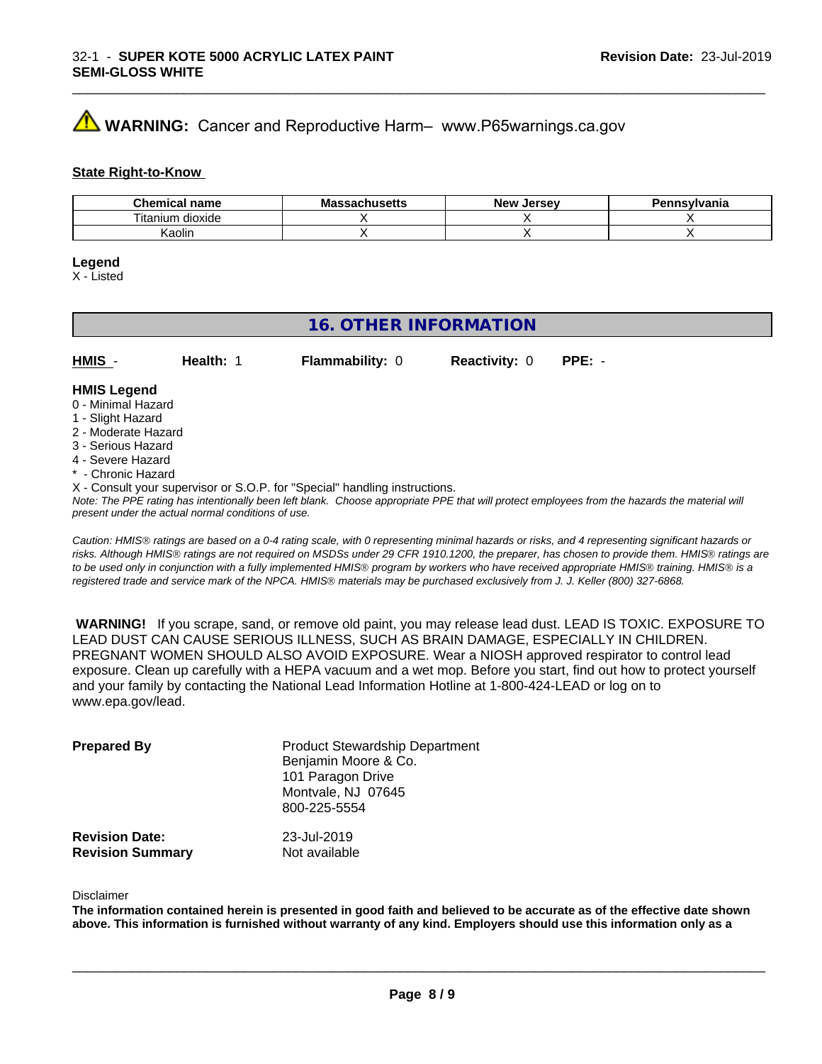**WARNING:** Cancer and Reproductive Harm– www.P65warnings.ca.gov

**State Right-to-Know**

| Chemical name | Massachusetts | New Jersey | Pennsylvania |
|---|---|---|---|
| Titanium dioxide | X | X | X |
| Kaolin | X | X | X |

**Legend**

X - Listed

## 16. OTHER INFORMATION

**HMIS** - **Health:** 1 **Flammability:** 0 **Reactivity:** 0 **PPE:** -

**HMIS Legend**

0 - Minimal Hazard
1 - Slight Hazard
2 - Moderate Hazard
3 - Serious Hazard
4 - Severe Hazard
* - Chronic Hazard
X - Consult your supervisor or S.O.P. for "Special" handling instructions.

*Note: The PPE rating has intentionally been left blank. Choose appropriate PPE that will protect employees from the hazards the material will present under the actual normal conditions of use.*

*Caution: HMIS® ratings are based on a 0-4 rating scale, with 0 representing minimal hazards or risks, and 4 representing significant hazards or risks. Although HMIS® ratings are not required on MSDSs under 29 CFR 1910.1200, the preparer, has chosen to provide them. HMIS® ratings are to be used only in conjunction with a fully implemented HMIS® program by workers who have received appropriate HMIS® training. HMIS® is a registered trade and service mark of the NPCA. HMIS® materials may be purchased exclusively from J. J. Keller (800) 327-6868.*

**WARNING!** If you scrape, sand, or remove old paint, you may release lead dust. LEAD IS TOXIC. EXPOSURE TO LEAD DUST CAN CAUSE SERIOUS ILLNESS, SUCH AS BRAIN DAMAGE, ESPECIALLY IN CHILDREN. PREGNANT WOMEN SHOULD ALSO AVOID EXPOSURE. Wear a NIOSH approved respirator to control lead exposure. Clean up carefully with a HEPA vacuum and a wet mop. Before you start, find out how to protect yourself and your family by contacting the National Lead Information Hotline at 1-800-424-LEAD or log on to www.epa.gov/lead.

**Prepared By**
Product Stewardship Department
Benjamin Moore & Co.
101 Paragon Drive
Montvale, NJ 07645
800-225-5554

**Revision Date:** 23-Jul-2019
**Revision Summary** Not available

Disclaimer

**The information contained herein is presented in good faith and believed to be accurate as of the effective date shown above. This information is furnished without warranty of any kind. Employers should use this information only as a**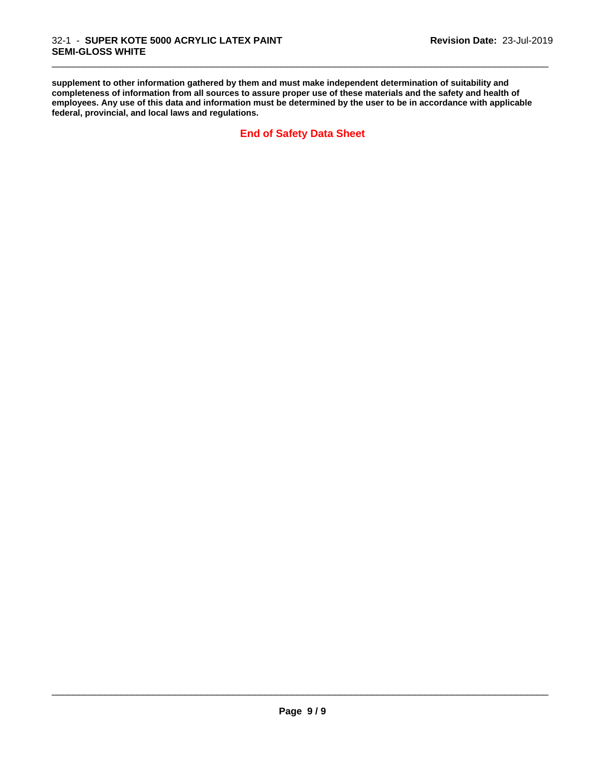**supplement to other information gathered by them and must make independent determination of suitability and completeness of information from all sources to assure proper use of these materials and the safety and health of employees. Any use of this data and information must be determined by the user to be in accordance with applicable federal, provincial, and local laws and regulations.**

**End of Safety Data Sheet**